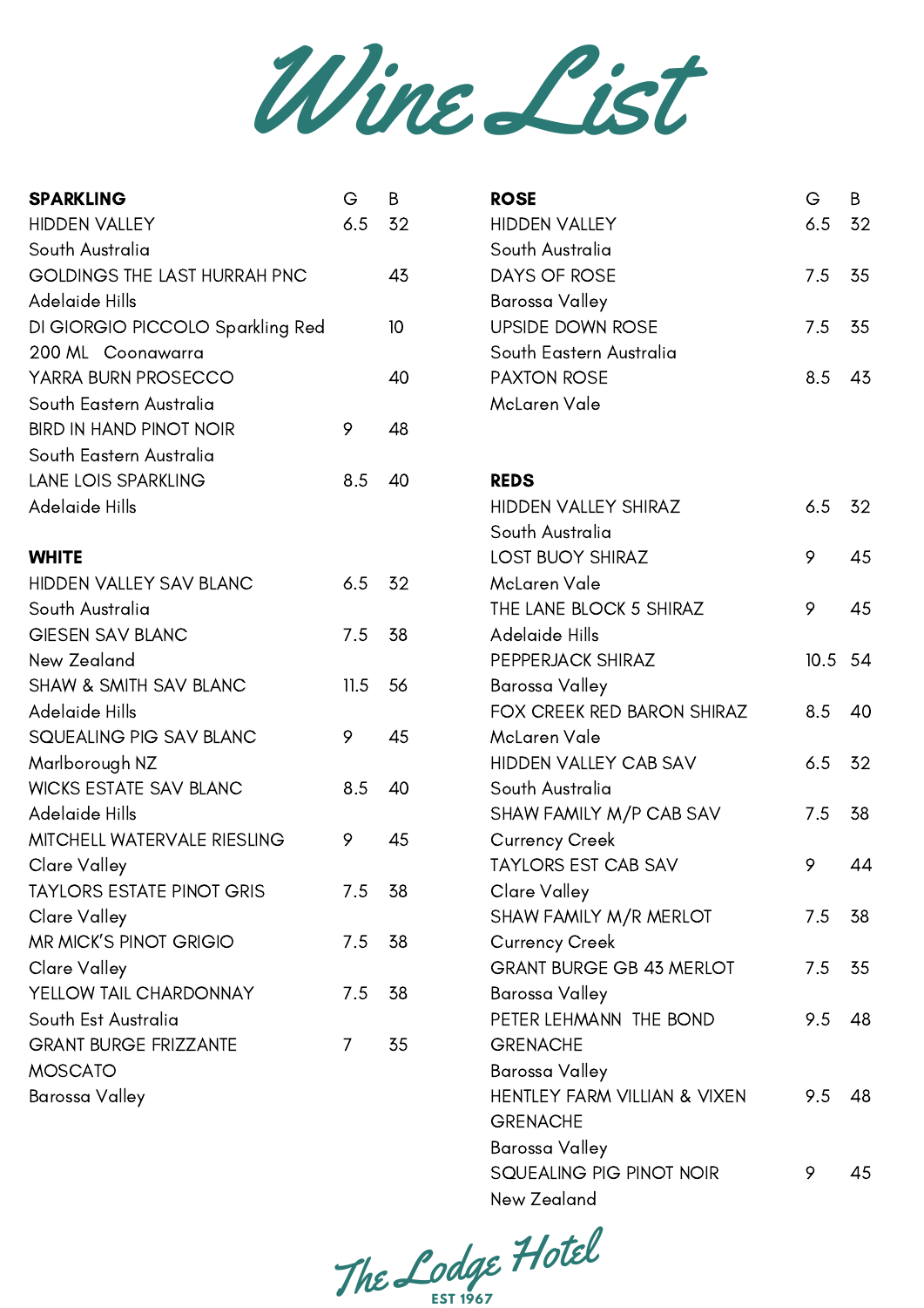# Wine List

## SPARKLING

| SPARKLING | G | B |
|---|---|---|
| HIDDEN VALLEY<br>South Australia | 6.5 | 32 |
| GOLDINGS THE LAST HURRAH PNC<br>Adelaide Hills | | 43 |
| DI GIORGIO PICCOLO Sparkling Red<br>200 ML Coonawarra | | 10 |
| YARRA BURN PROSECCO<br>South Eastern Australia | | 40 |
| BIRD IN HAND PINOT NOIR<br>South Eastern Australia | 9 | 48 |
| LANE LOIS SPARKLING<br>Adelaide Hills | 8.5 | 40 |

## WHITE

| WHITE | G | B |
|---|---|---|
| HIDDEN VALLEY SAV BLANC<br>South Australia | 6.5 | 32 |
| GIESEN SAV BLANC<br>New Zealand | 7.5 | 38 |
| SHAW & SMITH SAV BLANC<br>Adelaide Hills | 11.5 | 56 |
| SQUEALING PIG SAV BLANC<br>Marlborough NZ | 9 | 45 |
| WICKS ESTATE SAV BLANC<br>Adelaide Hills | 8.5 | 40 |
| MITCHELL WATERVALE RIESLING<br>Clare Valley | 9 | 45 |
| TAYLORS ESTATE PINOT GRIS<br>Clare Valley | 7.5 | 38 |
| MR MICK'S PINOT GRIGIO<br>Clare Valley | 7.5 | 38 |
| YELLOW TAIL CHARDONNAY<br>South Est Australia | 7.5 | 38 |
| GRANT BURGE FRIZZANTE MOSCATO<br>Barossa Valley | 7 | 35 |

## ROSE

| ROSE | G | B |
|---|---|---|
| HIDDEN VALLEY<br>South Australia | 6.5 | 32 |
| DAYS OF ROSE<br>Barossa Valley | 7.5 | 35 |
| UPSIDE DOWN ROSE<br>South Eastern Australia | 7.5 | 35 |
| PAXTON ROSE<br>McLaren Vale | 8.5 | 43 |

## REDS

| REDS | G | B |
|---|---|---|
| HIDDEN VALLEY SHIRAZ<br>South Australia | 6.5 | 32 |
| LOST BUOY SHIRAZ<br>McLaren Vale | 9 | 45 |
| THE LANE BLOCK 5 SHIRAZ<br>Adelaide Hills | 9 | 45 |
| PEPPERJACK SHIRAZ<br>Barossa Valley | 10.5 | 54 |
| FOX CREEK RED BARON SHIRAZ<br>McLaren Vale | 8.5 | 40 |
| HIDDEN VALLEY CAB SAV<br>South Australia | 6.5 | 32 |
| SHAW FAMILY M/P CAB SAV<br>Currency Creek | 7.5 | 38 |
| TAYLORS EST CAB SAV<br>Clare Valley | 9 | 44 |
| SHAW FAMILY M/R MERLOT<br>Currency Creek | 7.5 | 38 |
| GRANT BURGE GB 43 MERLOT<br>Barossa Valley | 7.5 | 35 |
| PETER LEHMANN THE BOND GRENACHE<br>Barossa Valley | 9.5 | 48 |
| HENTLEY FARM VILLIAN & VIXEN GRENACHE<br>Barossa Valley | 9.5 | 48 |
| SQUEALING PIG PINOT NOIR<br>New Zealand | 9 | 45 |

The Lodge Hotel
EST 1967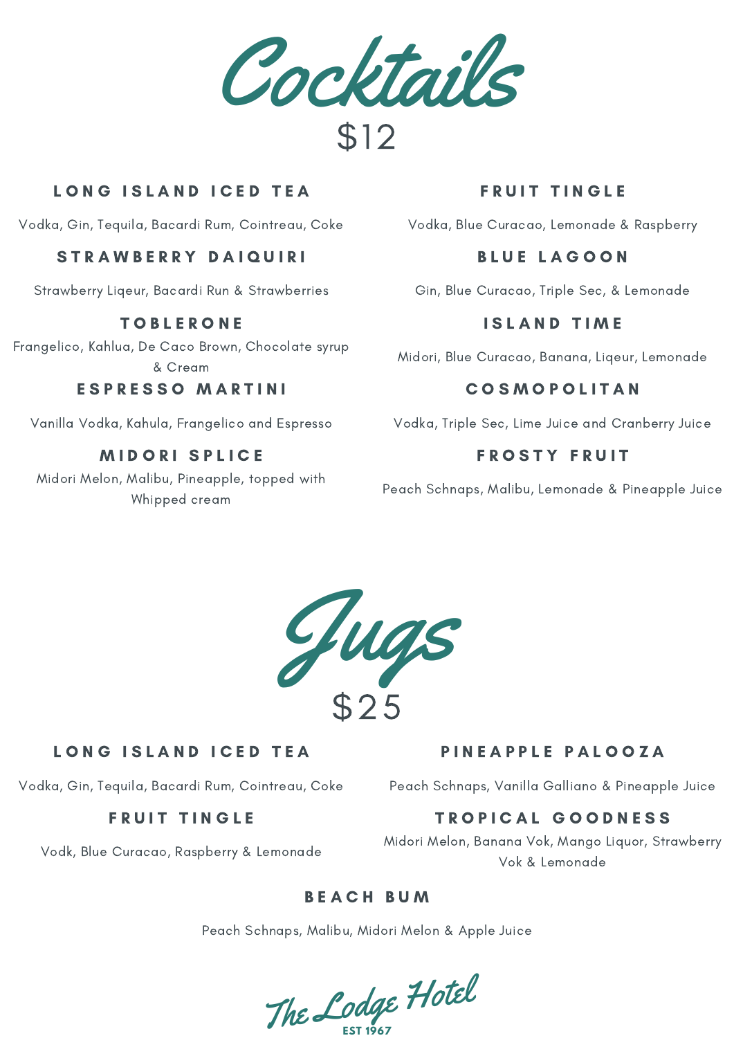# Cocktails

## $12

### LONG ISLAND ICED TEA

Vodka, Gin, Tequila, Bacardi Rum, Cointreau, Coke

### STRAWBERRY DAIQUIRI

Strawberry Liqeur, Bacardi Run & Strawberries

### TOBLERONE

Frangelico, Kahlua, De Caco Brown, Chocolate syrup & Cream

### ESPRESSO MARTINI

Vanilla Vodka, Kahula, Frangelico and Espresso

### MIDORI SPLICE

Midori Melon, Malibu, Pineapple, topped with Whipped cream

### FRUIT TINGLE

Vodka, Blue Curacao, Lemonade & Raspberry

### BLUE LAGOON

Gin, Blue Curacao, Triple Sec, & Lemonade

### ISLAND TIME

Midori, Blue Curacao, Banana, Liqeur, Lemonade

### COSMOPOLITAN

Vodka, Triple Sec, Lime Juice and Cranberry Juice

### FROSTY FRUIT

Peach Schnaps, Malibu, Lemonade & Pineapple Juice

# Jugs

## $25

### LONG ISLAND ICED TEA

Vodka, Gin, Tequila, Bacardi Rum, Cointreau, Coke

### FRUIT TINGLE

Vodk, Blue Curacao, Raspberry & Lemonade

### PINEAPPLE PALOOZA

Peach Schnaps, Vanilla Galliano & Pineapple Juice

### TROPICAL GOODNESS

Midori Melon, Banana Vok, Mango Liquor, Strawberry Vok & Lemonade

### BEACH BUM

Peach Schnaps, Malibu, Midori Melon & Apple Juice

The Lodge Hotel
EST 1967